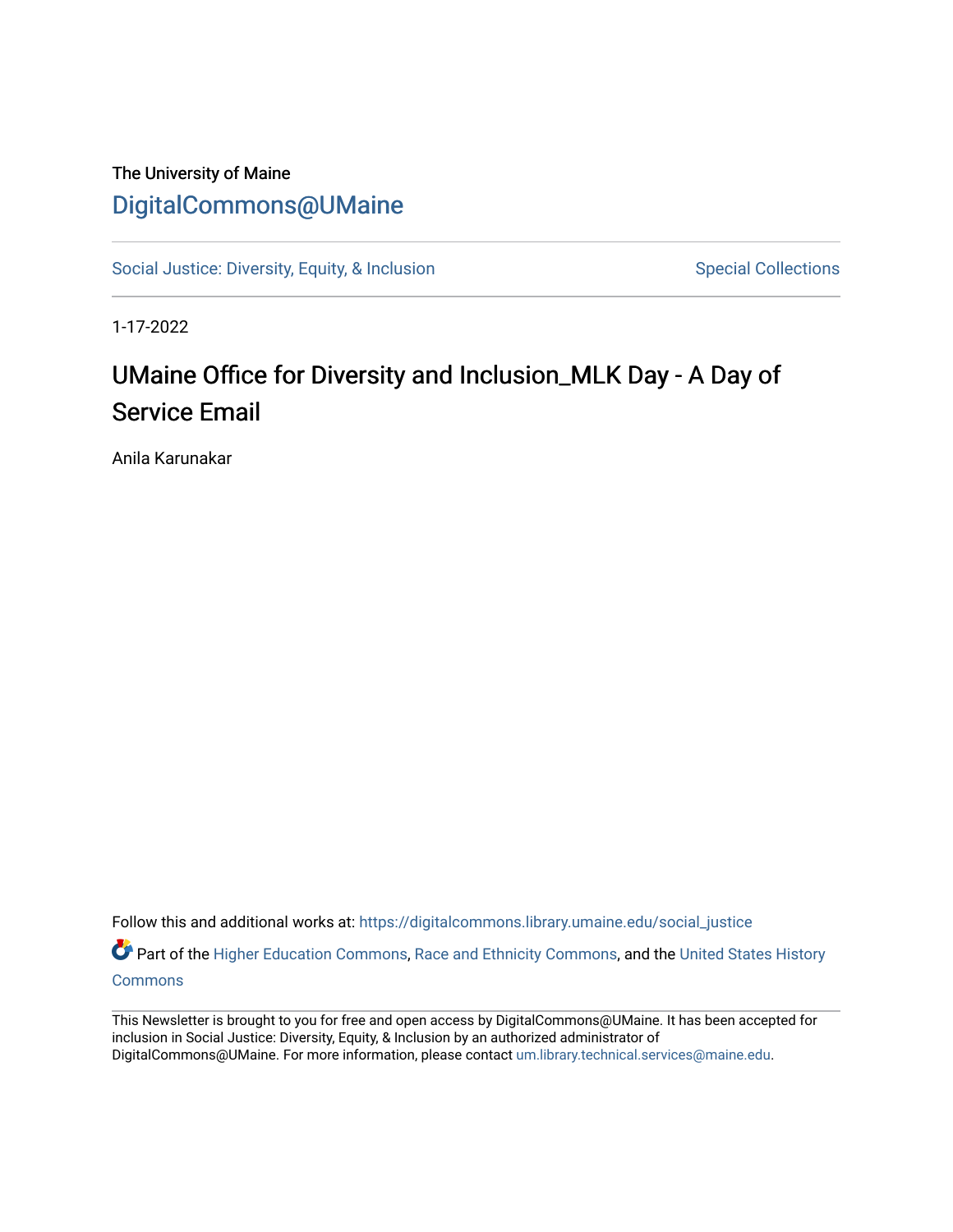The University of Maine

# DigitalCommons@UMaine

Social Justice: Diversity, Equity, & Inclusion | Special Collections

1-17-2022

## UMaine Office for Diversity and Inclusion_MLK Day - A Day of Service Email

Anila Karunakar

Follow this and additional works at: https://digitalcommons.library.umaine.edu/social_justice

Part of the Higher Education Commons, Race and Ethnicity Commons, and the United States History Commons

This Newsletter is brought to you for free and open access by DigitalCommons@UMaine. It has been accepted for inclusion in Social Justice: Diversity, Equity, & Inclusion by an authorized administrator of DigitalCommons@UMaine. For more information, please contact um.library.technical.services@maine.edu.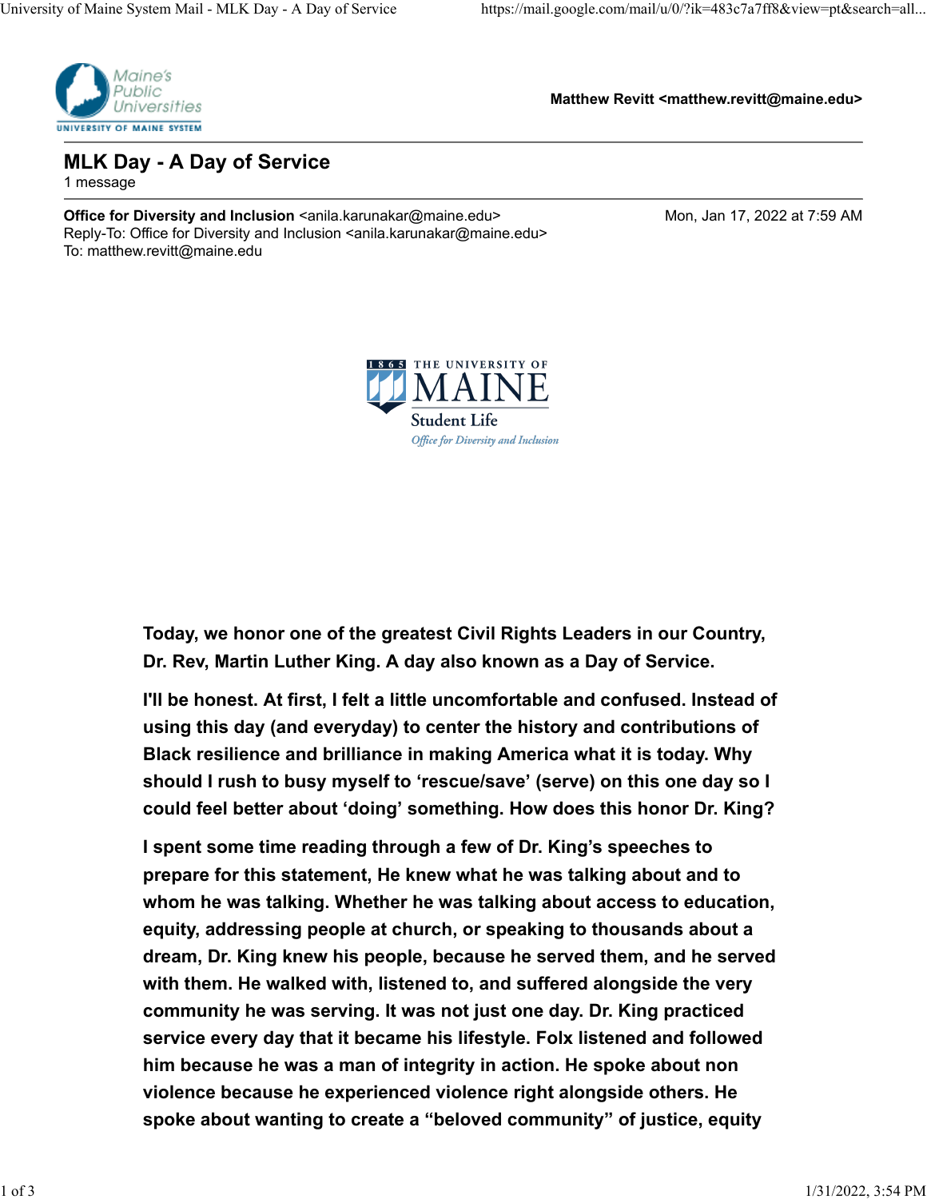Matthew Revitt <matthew.revitt@maine.edu>

# MLK Day - A Day of Service

1 message

**Office for Diversity and Inclusion** <anila.karunakar@maine.edu>
Reply-To: Office for Diversity and Inclusion <anila.karunakar@maine.edu>
To: matthew.revitt@maine.edu

Mon, Jan 17, 2022 at 7:59 AM

**Today, we honor one of the greatest Civil Rights Leaders in our Country, Dr. Rev, Martin Luther King. A day also known as a Day of Service.**

**I'll be honest. At first, I felt a little uncomfortable and confused. Instead of using this day (and everyday) to center the history and contributions of Black resilience and brilliance in making America what it is today. Why should I rush to busy myself to 'rescue/save' (serve) on this one day so I could feel better about 'doing' something. How does this honor Dr. King?**

**I spent some time reading through a few of Dr. King's speeches to prepare for this statement, He knew what he was talking about and to whom he was talking. Whether he was talking about access to education, equity, addressing people at church, or speaking to thousands about a dream, Dr. King knew his people, because he served them, and he served with them. He walked with, listened to, and suffered alongside the very community he was serving. It was not just one day. Dr. King practiced service every day that it became his lifestyle. Folx listened and followed him because he was a man of integrity in action. He spoke about non violence because he experienced violence right alongside others. He spoke about wanting to create a "beloved community" of justice, equity**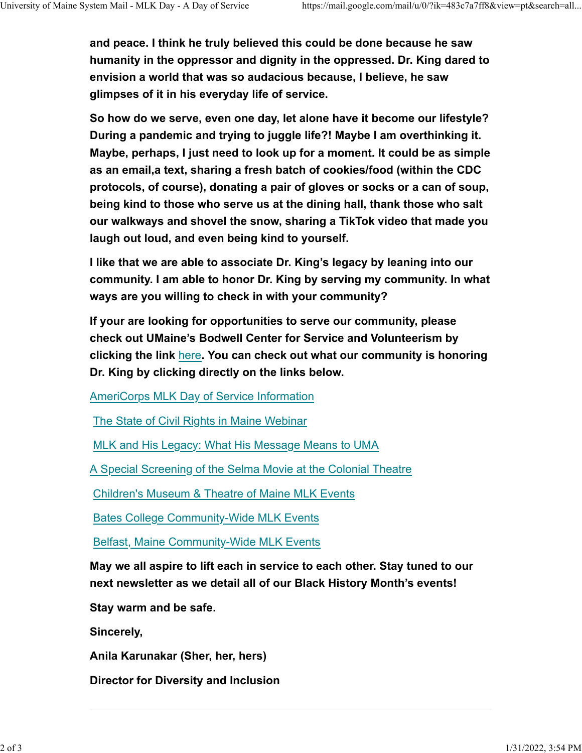**and peace. I think he truly believed this could be done because he saw humanity in the oppressor and dignity in the oppressed. Dr. King dared to envision a world that was so audacious because, I believe, he saw glimpses of it in his everyday life of service.**

**So how do we serve, even one day, let alone have it become our lifestyle? During a pandemic and trying to juggle life?! Maybe I am overthinking it. Maybe, perhaps, I just need to look up for a moment. It could be as simple as an email,a text, sharing a fresh batch of cookies/food (within the CDC protocols, of course), donating a pair of gloves or socks or a can of soup, being kind to those who serve us at the dining hall, thank those who salt our walkways and shovel the snow, sharing a TikTok video that made you laugh out loud, and even being kind to yourself.**

**I like that we are able to associate Dr. King's legacy by leaning into our community. I am able to honor Dr. King by serving my community. In what ways are you willing to check in with your community?**

**If your are looking for opportunities to serve our community, please check out UMaine's Bodwell Center for Service and Volunteerism by clicking the link here. You can check out what our community is honoring Dr. King by clicking directly on the links below.**

AmeriCorps MLK Day of Service Information

The State of Civil Rights in Maine Webinar

MLK and His Legacy: What His Message Means to UMA

A Special Screening of the Selma Movie at the Colonial Theatre

Children's Museum & Theatre of Maine MLK Events

Bates College Community-Wide MLK Events

Belfast, Maine Community-Wide MLK Events

**May we all aspire to lift each in service to each other. Stay tuned to our next newsletter as we detail all of our Black History Month's events!**

**Stay warm and be safe.**

**Sincerely,**

**Anila Karunakar (Sher, her, hers)**

**Director for Diversity and Inclusion**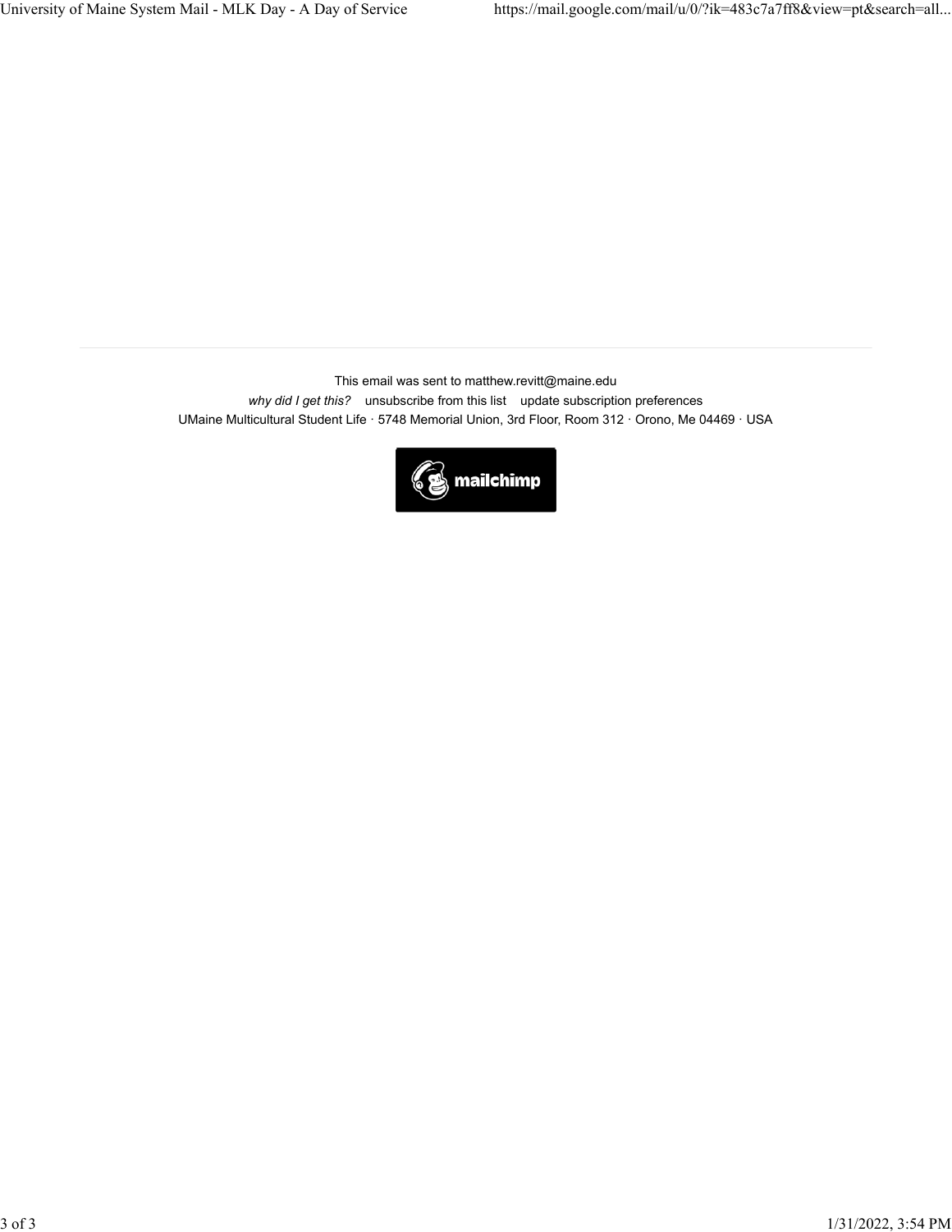This email was sent to matthew.revitt@maine.edu

*why did I get this?* unsubscribe from this list update subscription preferences

UMaine Multicultural Student Life · 5748 Memorial Union, 3rd Floor, Room 312 · Orono, Me 04469 · USA

mailchimp